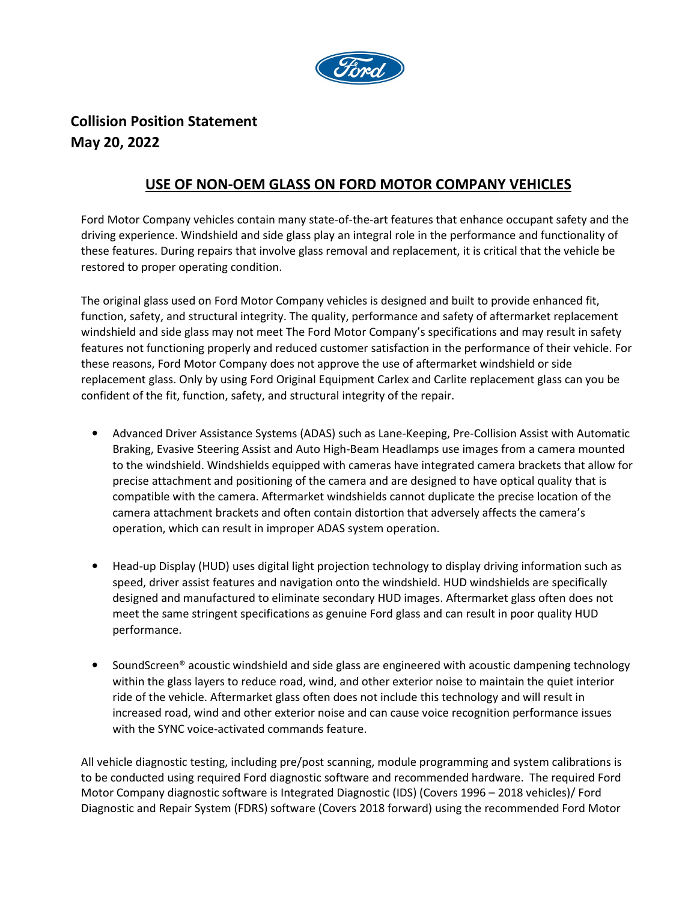**Collision Position Statement**
**May 20, 2022**

## USE OF NON-OEM GLASS ON FORD MOTOR COMPANY VEHICLES

Ford Motor Company vehicles contain many state-of-the-art features that enhance occupant safety and the driving experience. Windshield and side glass play an integral role in the performance and functionality of these features. During repairs that involve glass removal and replacement, it is critical that the vehicle be restored to proper operating condition.

The original glass used on Ford Motor Company vehicles is designed and built to provide enhanced fit, function, safety, and structural integrity. The quality, performance and safety of aftermarket replacement windshield and side glass may not meet The Ford Motor Company's specifications and may result in safety features not functioning properly and reduced customer satisfaction in the performance of their vehicle. For these reasons, Ford Motor Company does not approve the use of aftermarket windshield or side replacement glass. Only by using Ford Original Equipment Carlex and Carlite replacement glass can you be confident of the fit, function, safety, and structural integrity of the repair.

- Advanced Driver Assistance Systems (ADAS) such as Lane-Keeping, Pre-Collision Assist with Automatic Braking, Evasive Steering Assist and Auto High-Beam Headlamps use images from a camera mounted to the windshield. Windshields equipped with cameras have integrated camera brackets that allow for precise attachment and positioning of the camera and are designed to have optical quality that is compatible with the camera. Aftermarket windshields cannot duplicate the precise location of the camera attachment brackets and often contain distortion that adversely affects the camera's operation, which can result in improper ADAS system operation.

- Head-up Display (HUD) uses digital light projection technology to display driving information such as speed, driver assist features and navigation onto the windshield. HUD windshields are specifically designed and manufactured to eliminate secondary HUD images. Aftermarket glass often does not meet the same stringent specifications as genuine Ford glass and can result in poor quality HUD performance.

- SoundScreen® acoustic windshield and side glass are engineered with acoustic dampening technology within the glass layers to reduce road, wind, and other exterior noise to maintain the quiet interior ride of the vehicle. Aftermarket glass often does not include this technology and will result in increased road, wind and other exterior noise and can cause voice recognition performance issues with the SYNC voice-activated commands feature.

All vehicle diagnostic testing, including pre/post scanning, module programming and system calibrations is to be conducted using required Ford diagnostic software and recommended hardware. The required Ford Motor Company diagnostic software is Integrated Diagnostic (IDS) (Covers 1996 – 2018 vehicles)/ Ford Diagnostic and Repair System (FDRS) software (Covers 2018 forward) using the recommended Ford Motor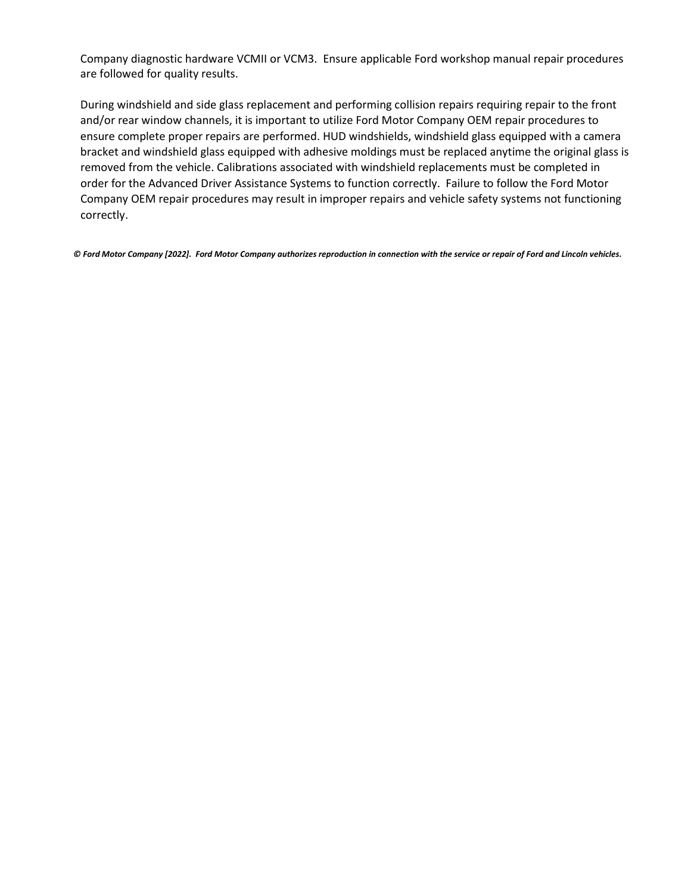Company diagnostic hardware VCMII or VCM3. Ensure applicable Ford workshop manual repair procedures are followed for quality results.

During windshield and side glass replacement and performing collision repairs requiring repair to the front and/or rear window channels, it is important to utilize Ford Motor Company OEM repair procedures to ensure complete proper repairs are performed. HUD windshields, windshield glass equipped with a camera bracket and windshield glass equipped with adhesive moldings must be replaced anytime the original glass is removed from the vehicle. Calibrations associated with windshield replacements must be completed in order for the Advanced Driver Assistance Systems to function correctly. Failure to follow the Ford Motor Company OEM repair procedures may result in improper repairs and vehicle safety systems not functioning correctly.

***© Ford Motor Company [2022]. Ford Motor Company authorizes reproduction in connection with the service or repair of Ford and Lincoln vehicles.***